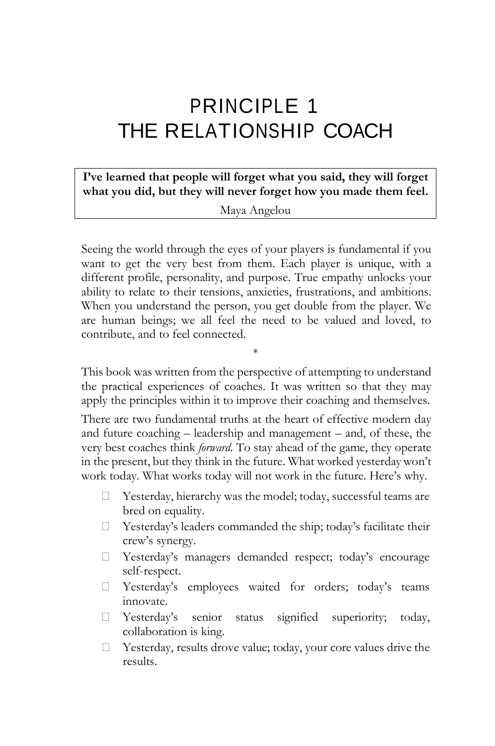# PRINCIPLE 1
# THE RELATIONSHIP COACH

> **I've learned that people will forget what you said, they will forget what you did, but they will never forget how you made them feel.**
>
> Maya Angelou

Seeing the world through the eyes of your players is fundamental if you want to get the very best from them. Each player is unique, with a different profile, personality, and purpose. True empathy unlocks your ability to relate to their tensions, anxieties, frustrations, and ambitions. When you understand the person, you get double from the player. We are human beings; we all feel the need to be valued and loved, to contribute, and to feel connected.

*

This book was written from the perspective of attempting to understand the practical experiences of coaches. It was written so that they may apply the principles within it to improve their coaching and themselves.

There are two fundamental truths at the heart of effective modern day and future coaching – leadership and management – and, of these, the very best coaches think *forward*. To stay ahead of the game, they operate in the present, but they think in the future. What worked yesterday won't work today. What works today will not work in the future. Here's why.

- Yesterday, hierarchy was the model; today, successful teams are bred on equality.
- Yesterday's leaders commanded the ship; today's facilitate their crew's synergy.
- Yesterday's managers demanded respect; today's encourage self-respect.
- Yesterday's employees waited for orders; today's teams innovate.
- Yesterday's senior status signified superiority; today, collaboration is king.
- Yesterday, results drove value; today, your core values drive the results.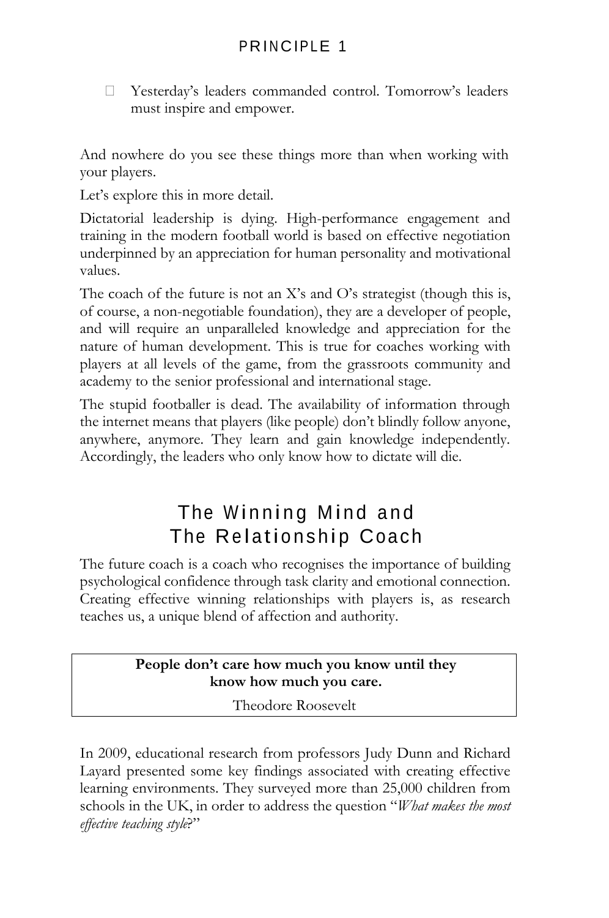- Yesterday's leaders commanded control. Tomorrow's leaders must inspire and empower.

And nowhere do you see these things more than when working with your players.

Let's explore this in more detail.

Dictatorial leadership is dying. High-performance engagement and training in the modern football world is based on effective negotiation underpinned by an appreciation for human personality and motivational values.

The coach of the future is not an X's and O's strategist (though this is, of course, a non-negotiable foundation), they are a developer of people, and will require an unparalleled knowledge and appreciation for the nature of human development. This is true for coaches working with players at all levels of the game, from the grassroots community and academy to the senior professional and international stage.

The stupid footballer is dead. The availability of information through the internet means that players (like people) don't blindly follow anyone, anywhere, anymore. They learn and gain knowledge independently. Accordingly, the leaders who only know how to dictate will die.

## The Winning Mind and The Relationship Coach

The future coach is a coach who recognises the importance of building psychological confidence through task clarity and emotional connection. Creating effective winning relationships with players is, as research teaches us, a unique blend of affection and authority.

> **People don't care how much you know until they know how much you care.**
>
> Theodore Roosevelt

In 2009, educational research from professors Judy Dunn and Richard Layard presented some key findings associated with creating effective learning environments. They surveyed more than 25,000 children from schools in the UK, in order to address the question "*What makes the most effective teaching style*?"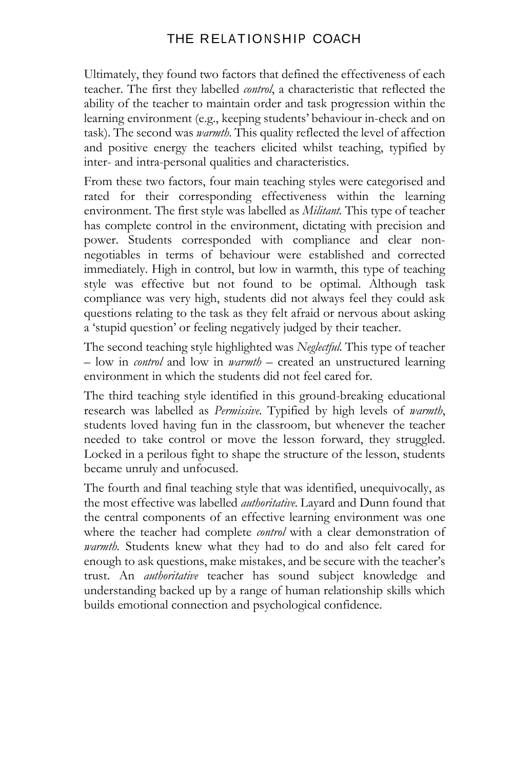Ultimately, they found two factors that defined the effectiveness of each teacher. The first they labelled *control*, a characteristic that reflected the ability of the teacher to maintain order and task progression within the learning environment (e.g., keeping students' behaviour in-check and on task). The second was *warmth*. This quality reflected the level of affection and positive energy the teachers elicited whilst teaching, typified by inter- and intra-personal qualities and characteristics.

From these two factors, four main teaching styles were categorised and rated for their corresponding effectiveness within the learning environment. The first style was labelled as *Militant*. This type of teacher has complete control in the environment, dictating with precision and power. Students corresponded with compliance and clear non-negotiables in terms of behaviour were established and corrected immediately. High in control, but low in warmth, this type of teaching style was effective but not found to be optimal. Although task compliance was very high, students did not always feel they could ask questions relating to the task as they felt afraid or nervous about asking a 'stupid question' or feeling negatively judged by their teacher.

The second teaching style highlighted was *Neglectful*. This type of teacher – low in *control* and low in *warmth* – created an unstructured learning environment in which the students did not feel cared for.

The third teaching style identified in this ground-breaking educational research was labelled as *Permissive*. Typified by high levels of *warmth*, students loved having fun in the classroom, but whenever the teacher needed to take control or move the lesson forward, they struggled. Locked in a perilous fight to shape the structure of the lesson, students became unruly and unfocused.

The fourth and final teaching style that was identified, unequivocally, as the most effective was labelled *authoritative*. Layard and Dunn found that the central components of an effective learning environment was one where the teacher had complete *control* with a clear demonstration of *warmth*. Students knew what they had to do and also felt cared for enough to ask questions, make mistakes, and be secure with the teacher's trust. An *authoritative* teacher has sound subject knowledge and understanding backed up by a range of human relationship skills which builds emotional connection and psychological confidence.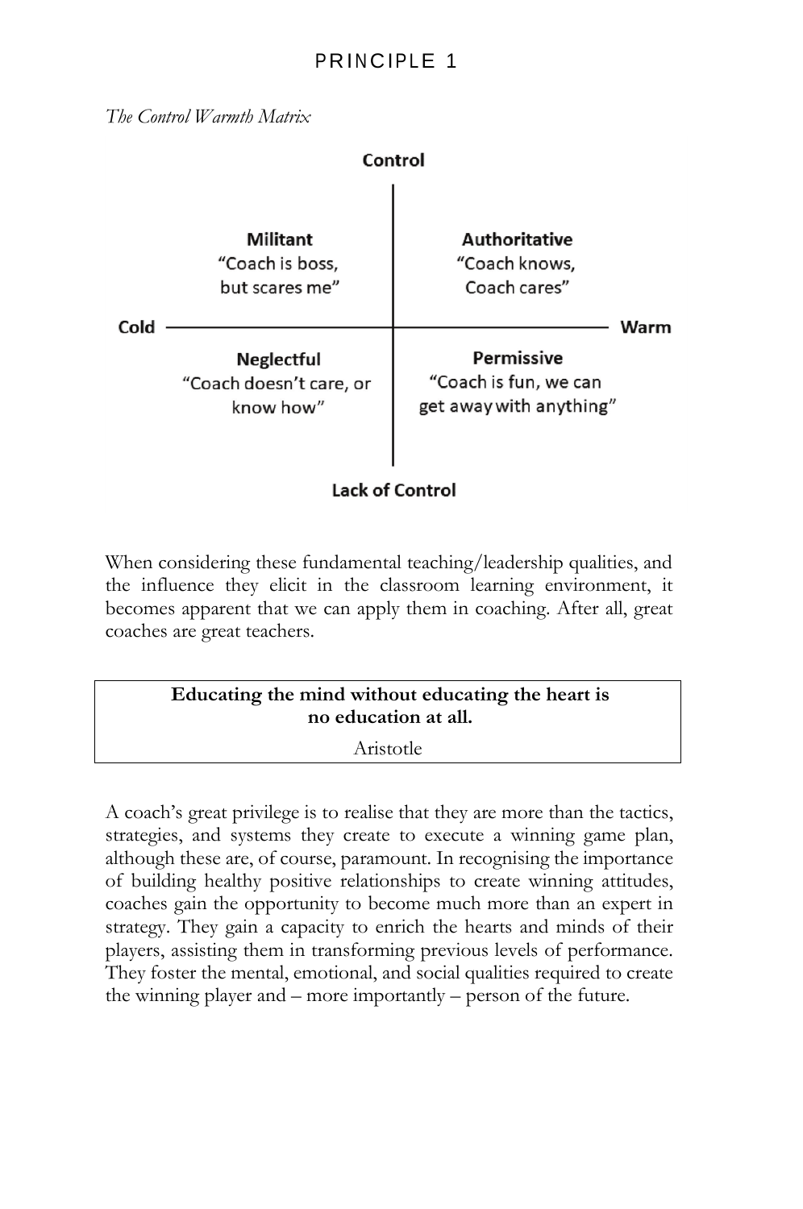*The Control Warmth Matrix*

| | Cold | Warm |
|---|---|---|
| **Control** | **Militant** "Coach is boss, but scares me" | **Authoritative** "Coach knows, Coach cares" |
| **Lack of Control** | **Neglectful** "Coach doesn't care, or know how" | **Permissive** "Coach is fun, we can get away with anything" |

When considering these fundamental teaching/leadership qualities, and the influence they elicit in the classroom learning environment, it becomes apparent that we can apply them in coaching. After all, great coaches are great teachers.

> **Educating the mind without educating the heart is no education at all.**
>
> Aristotle

A coach's great privilege is to realise that they are more than the tactics, strategies, and systems they create to execute a winning game plan, although these are, of course, paramount. In recognising the importance of building healthy positive relationships to create winning attitudes, coaches gain the opportunity to become much more than an expert in strategy. They gain a capacity to enrich the hearts and minds of their players, assisting them in transforming previous levels of performance. They foster the mental, emotional, and social qualities required to create the winning player and – more importantly – person of the future.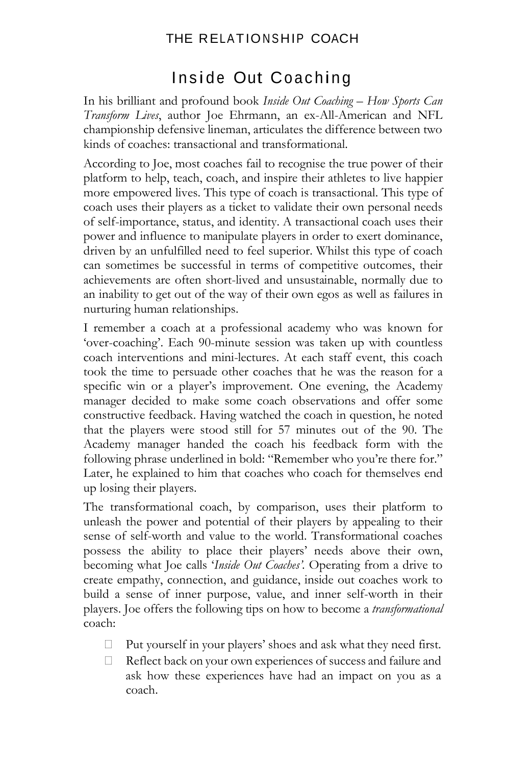## Inside Out Coaching

In his brilliant and profound book *Inside Out Coaching – How Sports Can Transform Lives*, author Joe Ehrmann, an ex-All-American and NFL championship defensive lineman, articulates the difference between two kinds of coaches: transactional and transformational.

According to Joe, most coaches fail to recognise the true power of their platform to help, teach, coach, and inspire their athletes to live happier more empowered lives. This type of coach is transactional. This type of coach uses their players as a ticket to validate their own personal needs of self-importance, status, and identity. A transactional coach uses their power and influence to manipulate players in order to exert dominance, driven by an unfulfilled need to feel superior. Whilst this type of coach can sometimes be successful in terms of competitive outcomes, their achievements are often short-lived and unsustainable, normally due to an inability to get out of the way of their own egos as well as failures in nurturing human relationships.

I remember a coach at a professional academy who was known for 'over-coaching'. Each 90-minute session was taken up with countless coach interventions and mini-lectures. At each staff event, this coach took the time to persuade other coaches that he was the reason for a specific win or a player's improvement. One evening, the Academy manager decided to make some coach observations and offer some constructive feedback. Having watched the coach in question, he noted that the players were stood still for 57 minutes out of the 90. The Academy manager handed the coach his feedback form with the following phrase underlined in bold: "Remember who you're there for." Later, he explained to him that coaches who coach for themselves end up losing their players.

The transformational coach, by comparison, uses their platform to unleash the power and potential of their players by appealing to their sense of self-worth and value to the world. Transformational coaches possess the ability to place their players' needs above their own, becoming what Joe calls '*Inside Out Coaches'*. Operating from a drive to create empathy, connection, and guidance, inside out coaches work to build a sense of inner purpose, value, and inner self-worth in their players. Joe offers the following tips on how to become a *transformational* coach:

- Put yourself in your players' shoes and ask what they need first.
- Reflect back on your own experiences of success and failure and ask how these experiences have had an impact on you as a coach.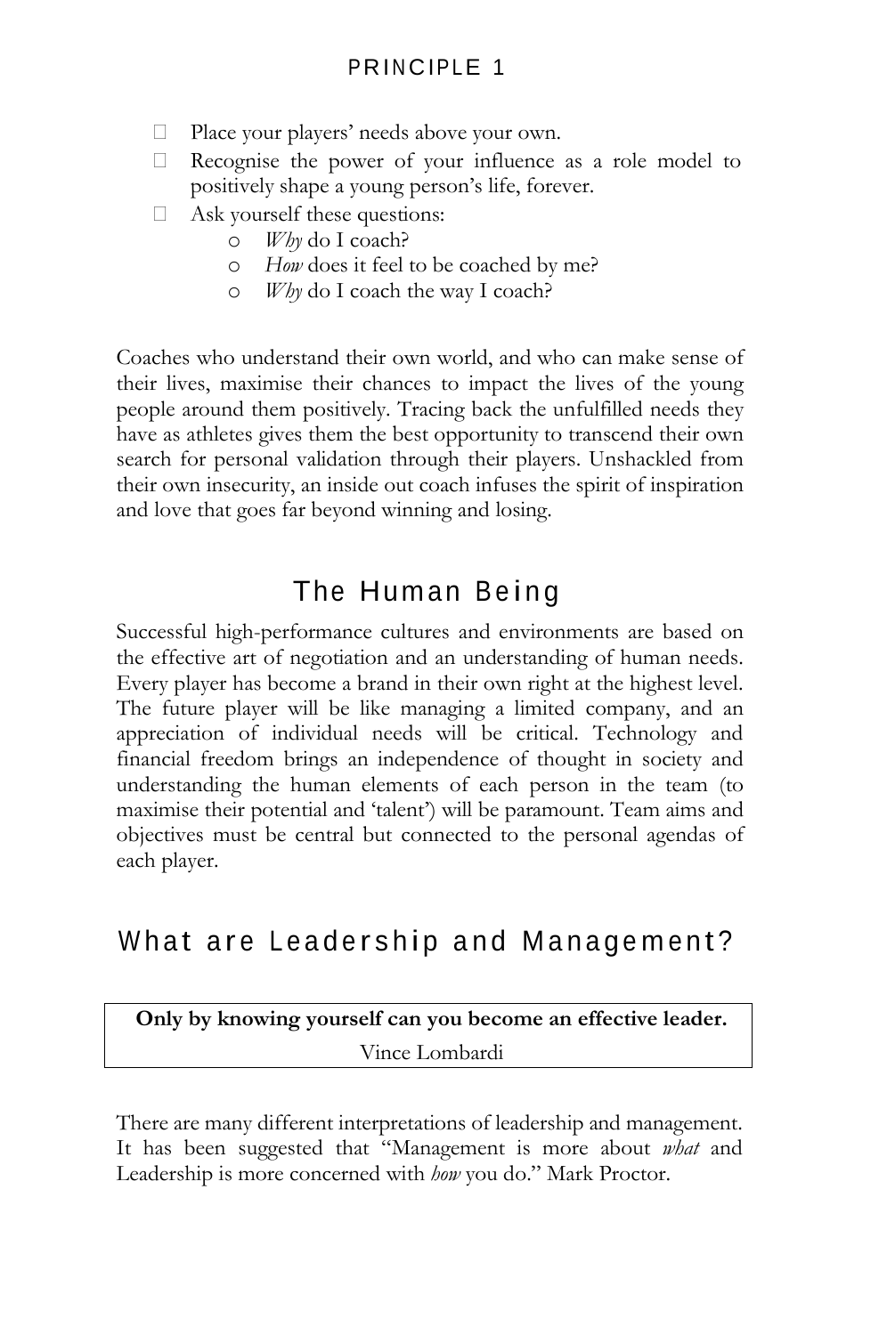# PRINCIPLE 1

- Place your players' needs above your own.
- Recognise the power of your influence as a role model to positively shape a young person's life, forever.
- Ask yourself these questions:
  - *Why* do I coach?
  - *How* does it feel to be coached by me?
  - *Why* do I coach the way I coach?

Coaches who understand their own world, and who can make sense of their lives, maximise their chances to impact the lives of the young people around them positively. Tracing back the unfulfilled needs they have as athletes gives them the best opportunity to transcend their own search for personal validation through their players. Unshackled from their own insecurity, an inside out coach infuses the spirit of inspiration and love that goes far beyond winning and losing.

## The Human Being

Successful high-performance cultures and environments are based on the effective art of negotiation and an understanding of human needs. Every player has become a brand in their own right at the highest level. The future player will be like managing a limited company, and an appreciation of individual needs will be critical. Technology and financial freedom brings an independence of thought in society and understanding the human elements of each person in the team (to maximise their potential and 'talent') will be paramount. Team aims and objectives must be central but connected to the personal agendas of each player.

## What are Leadership and Management?

> **Only by knowing yourself can you become an effective leader.**
> Vince Lombardi

There are many different interpretations of leadership and management. It has been suggested that "Management is more about *what* and Leadership is more concerned with *how* you do." Mark Proctor.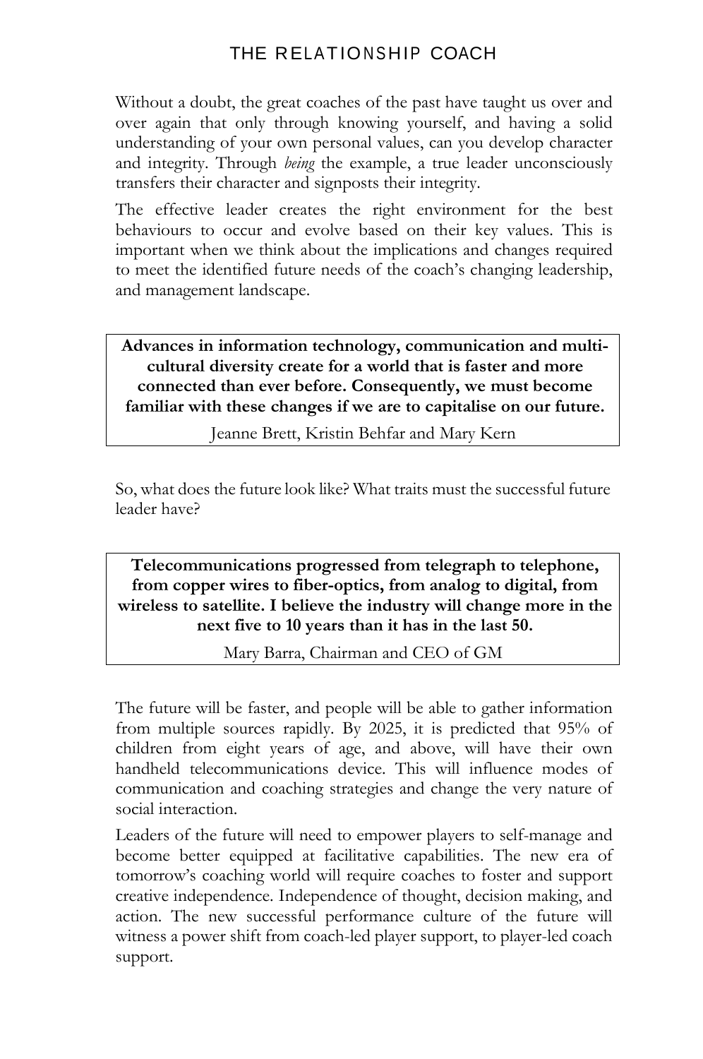Without a doubt, the great coaches of the past have taught us over and over again that only through knowing yourself, and having a solid understanding of your own personal values, can you develop character and integrity. Through *being* the example, a true leader unconsciously transfers their character and signposts their integrity.

The effective leader creates the right environment for the best behaviours to occur and evolve based on their key values. This is important when we think about the implications and changes required to meet the identified future needs of the coach's changing leadership, and management landscape.

> **Advances in information technology, communication and multi-cultural diversity create for a world that is faster and more connected than ever before. Consequently, we must become familiar with these changes if we are to capitalise on our future.**
>
> Jeanne Brett, Kristin Behfar and Mary Kern

So, what does the future look like? What traits must the successful future leader have?

> **Telecommunications progressed from telegraph to telephone, from copper wires to fiber-optics, from analog to digital, from wireless to satellite. I believe the industry will change more in the next five to 10 years than it has in the last 50.**
>
> Mary Barra, Chairman and CEO of GM

The future will be faster, and people will be able to gather information from multiple sources rapidly. By 2025, it is predicted that 95% of children from eight years of age, and above, will have their own handheld telecommunications device. This will influence modes of communication and coaching strategies and change the very nature of social interaction.

Leaders of the future will need to empower players to self-manage and become better equipped at facilitative capabilities. The new era of tomorrow's coaching world will require coaches to foster and support creative independence. Independence of thought, decision making, and action. The new successful performance culture of the future will witness a power shift from coach-led player support, to player-led coach support.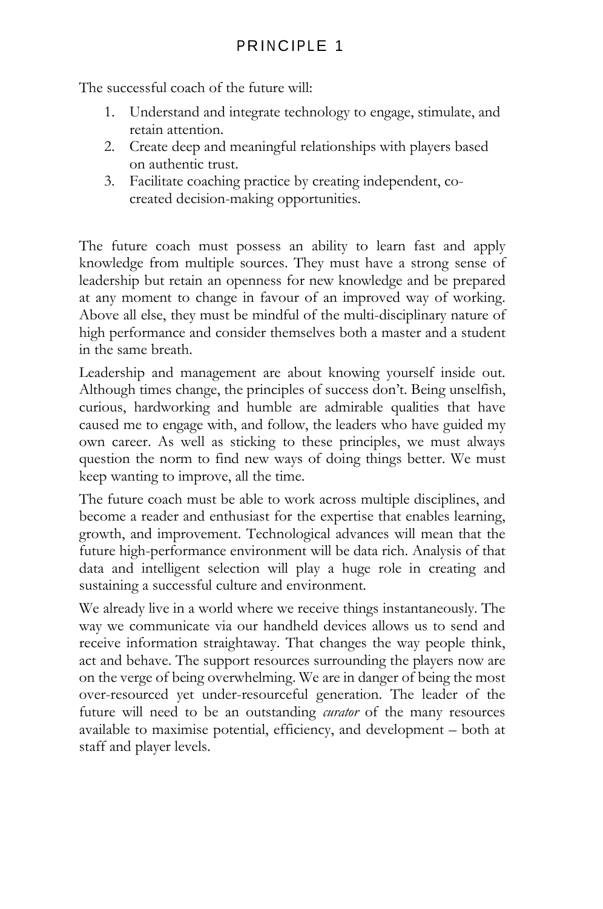# PRINCIPLE 1

The successful coach of the future will:

1. Understand and integrate technology to engage, stimulate, and retain attention.
2. Create deep and meaningful relationships with players based on authentic trust.
3. Facilitate coaching practice by creating independent, co-created decision-making opportunities.

The future coach must possess an ability to learn fast and apply knowledge from multiple sources. They must have a strong sense of leadership but retain an openness for new knowledge and be prepared at any moment to change in favour of an improved way of working. Above all else, they must be mindful of the multi-disciplinary nature of high performance and consider themselves both a master and a student in the same breath.

Leadership and management are about knowing yourself inside out. Although times change, the principles of success don't. Being unselfish, curious, hardworking and humble are admirable qualities that have caused me to engage with, and follow, the leaders who have guided my own career. As well as sticking to these principles, we must always question the norm to find new ways of doing things better. We must keep wanting to improve, all the time.

The future coach must be able to work across multiple disciplines, and become a reader and enthusiast for the expertise that enables learning, growth, and improvement. Technological advances will mean that the future high-performance environment will be data rich. Analysis of that data and intelligent selection will play a huge role in creating and sustaining a successful culture and environment.

We already live in a world where we receive things instantaneously. The way we communicate via our handheld devices allows us to send and receive information straightaway. That changes the way people think, act and behave. The support resources surrounding the players now are on the verge of being overwhelming. We are in danger of being the most over-resourced yet under-resourceful generation. The leader of the future will need to be an outstanding *curator* of the many resources available to maximise potential, efficiency, and development – both at staff and player levels.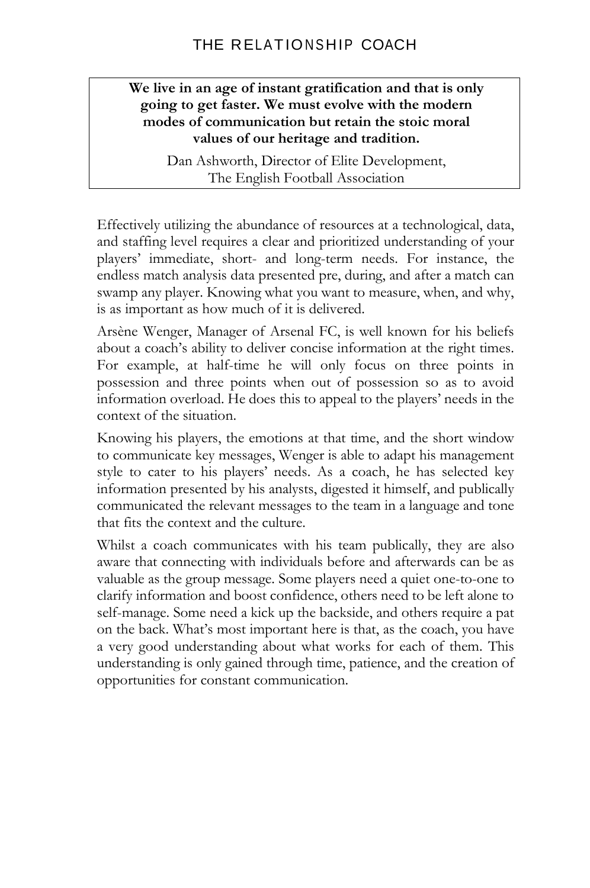> **We live in an age of instant gratification and that is only going to get faster. We must evolve with the modern modes of communication but retain the stoic moral values of our heritage and tradition.**
>
> Dan Ashworth, Director of Elite Development, The English Football Association

Effectively utilizing the abundance of resources at a technological, data, and staffing level requires a clear and prioritized understanding of your players' immediate, short- and long-term needs. For instance, the endless match analysis data presented pre, during, and after a match can swamp any player. Knowing what you want to measure, when, and why, is as important as how much of it is delivered.

Arsène Wenger, Manager of Arsenal FC, is well known for his beliefs about a coach's ability to deliver concise information at the right times. For example, at half-time he will only focus on three points in possession and three points when out of possession so as to avoid information overload. He does this to appeal to the players' needs in the context of the situation.

Knowing his players, the emotions at that time, and the short window to communicate key messages, Wenger is able to adapt his management style to cater to his players' needs. As a coach, he has selected key information presented by his analysts, digested it himself, and publically communicated the relevant messages to the team in a language and tone that fits the context and the culture.

Whilst a coach communicates with his team publically, they are also aware that connecting with individuals before and afterwards can be as valuable as the group message. Some players need a quiet one-to-one to clarify information and boost confidence, others need to be left alone to self-manage. Some need a kick up the backside, and others require a pat on the back. What's most important here is that, as the coach, you have a very good understanding about what works for each of them. This understanding is only gained through time, patience, and the creation of opportunities for constant communication.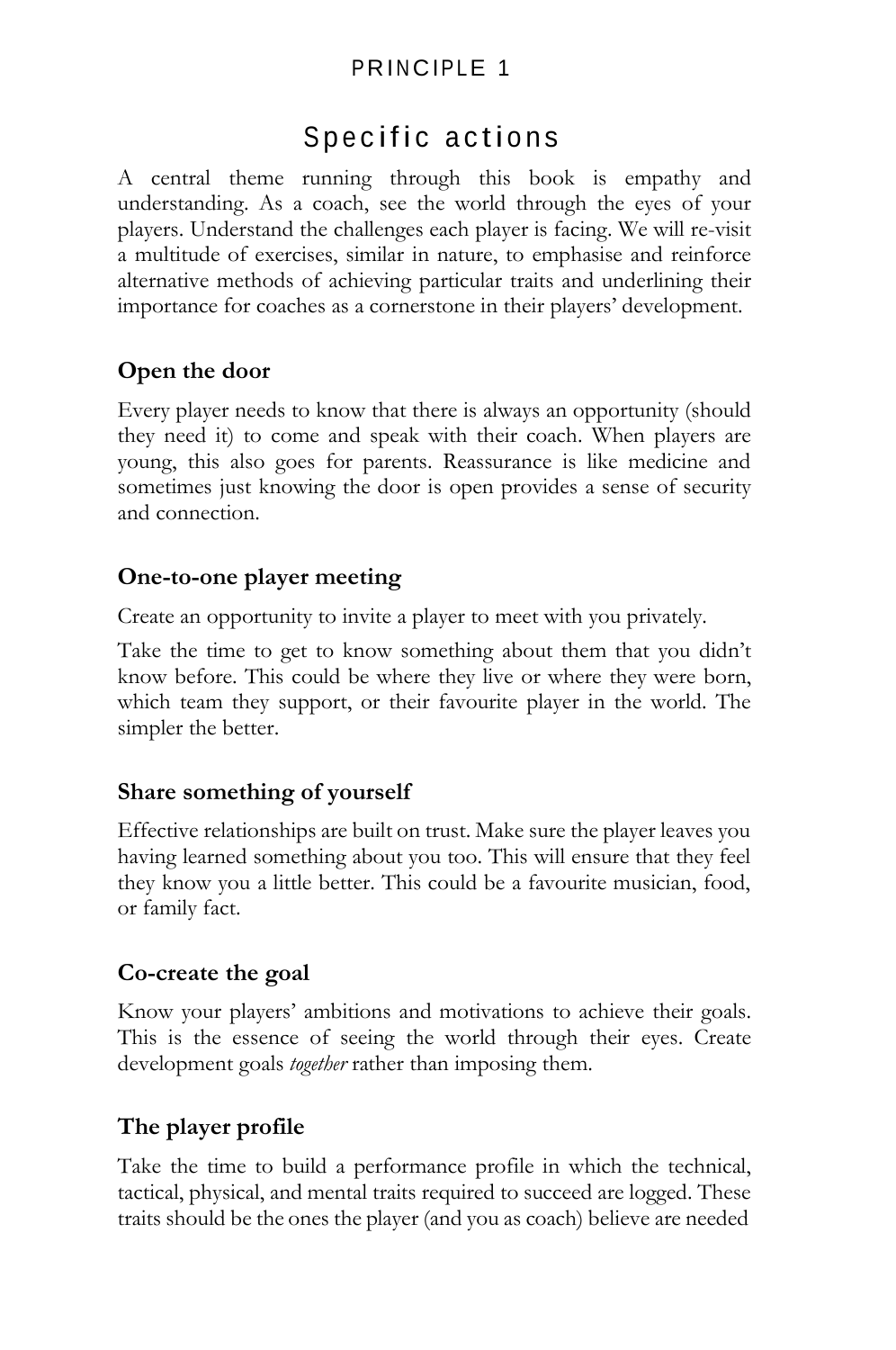PRINCIPLE 1

# Specific actions

A central theme running through this book is empathy and understanding. As a coach, see the world through the eyes of your players. Understand the challenges each player is facing. We will re-visit a multitude of exercises, similar in nature, to emphasise and reinforce alternative methods of achieving particular traits and underlining their importance for coaches as a cornerstone in their players' development.

### Open the door

Every player needs to know that there is always an opportunity (should they need it) to come and speak with their coach. When players are young, this also goes for parents. Reassurance is like medicine and sometimes just knowing the door is open provides a sense of security and connection.

### One-to-one player meeting

Create an opportunity to invite a player to meet with you privately.

Take the time to get to know something about them that you didn't know before. This could be where they live or where they were born, which team they support, or their favourite player in the world. The simpler the better.

### Share something of yourself

Effective relationships are built on trust. Make sure the player leaves you having learned something about you too. This will ensure that they feel they know you a little better. This could be a favourite musician, food, or family fact.

### Co-create the goal

Know your players' ambitions and motivations to achieve their goals. This is the essence of seeing the world through their eyes. Create development goals *together* rather than imposing them.

### The player profile

Take the time to build a performance profile in which the technical, tactical, physical, and mental traits required to succeed are logged. These traits should be the ones the player (and you as coach) believe are needed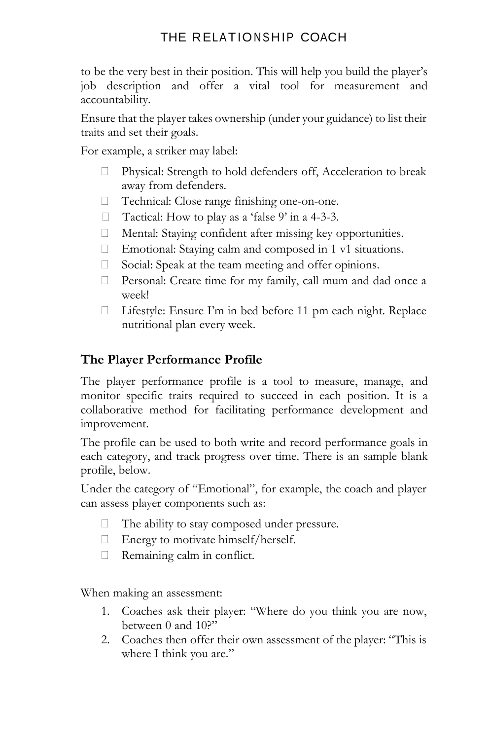to be the very best in their position. This will help you build the player's job description and offer a vital tool for measurement and accountability.

Ensure that the player takes ownership (under your guidance) to list their traits and set their goals.

For example, a striker may label:

- Physical: Strength to hold defenders off, Acceleration to break away from defenders.
- Technical: Close range finishing one-on-one.
- Tactical: How to play as a 'false 9' in a 4-3-3.
- Mental: Staying confident after missing key opportunities.
- Emotional: Staying calm and composed in 1 v1 situations.
- Social: Speak at the team meeting and offer opinions.
- Personal: Create time for my family, call mum and dad once a week!
- Lifestyle: Ensure I'm in bed before 11 pm each night. Replace nutritional plan every week.

## The Player Performance Profile

The player performance profile is a tool to measure, manage, and monitor specific traits required to succeed in each position. It is a collaborative method for facilitating performance development and improvement.

The profile can be used to both write and record performance goals in each category, and track progress over time. There is an sample blank profile, below.

Under the category of "Emotional", for example, the coach and player can assess player components such as:

- The ability to stay composed under pressure.
- Energy to motivate himself/herself.
- Remaining calm in conflict.

When making an assessment:

1. Coaches ask their player: "Where do you think you are now, between 0 and 10?"
2. Coaches then offer their own assessment of the player: "This is where I think you are."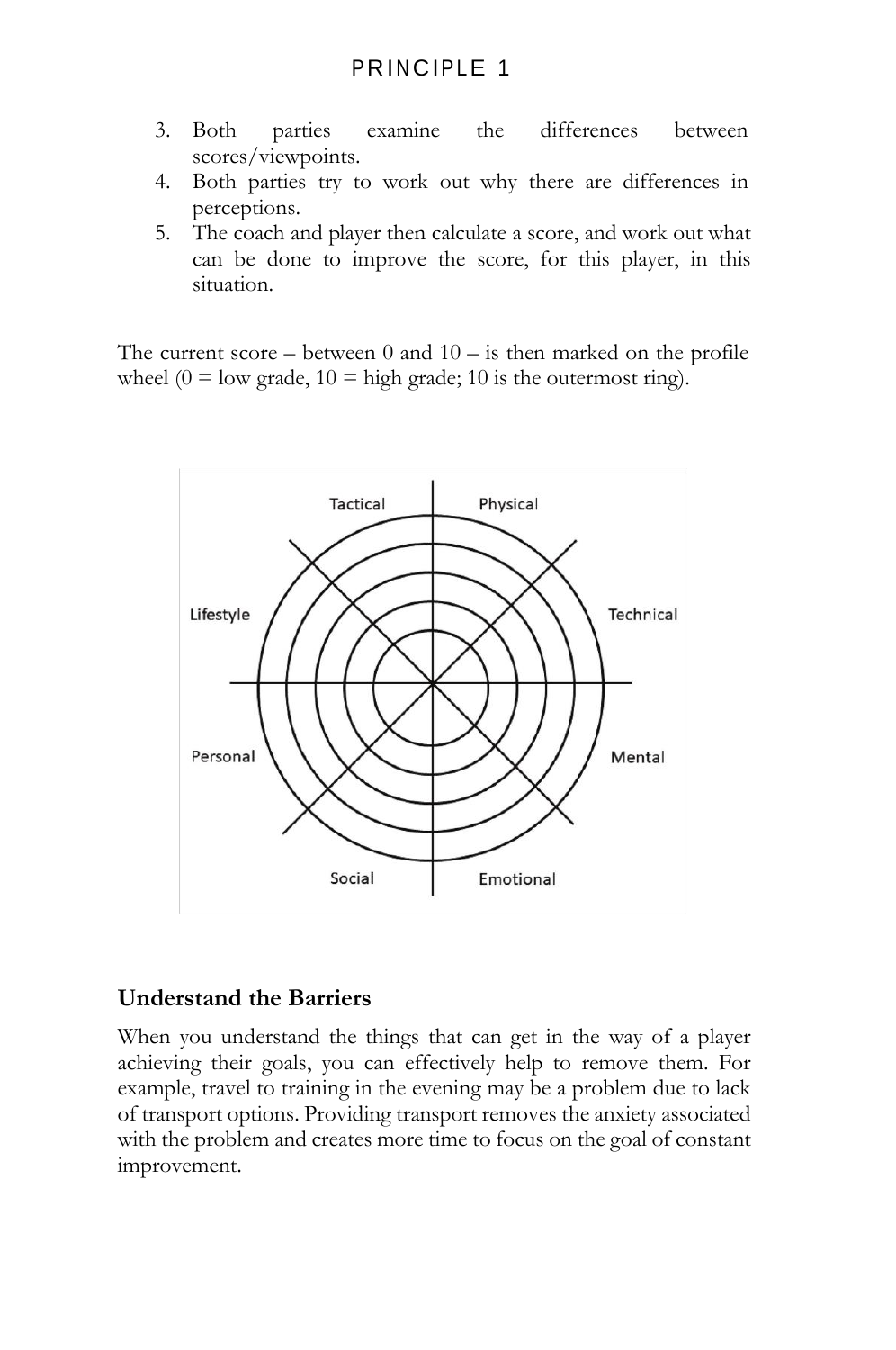3. Both parties examine the differences between scores/viewpoints.
4. Both parties try to work out why there are differences in perceptions.
5. The coach and player then calculate a score, and work out what can be done to improve the score, for this player, in this situation.

The current score – between 0 and 10 – is then marked on the profile wheel (0 = low grade, 10 = high grade; 10 is the outermost ring).

## Understand the Barriers

When you understand the things that can get in the way of a player achieving their goals, you can effectively help to remove them. For example, travel to training in the evening may be a problem due to lack of transport options. Providing transport removes the anxiety associated with the problem and creates more time to focus on the goal of constant improvement.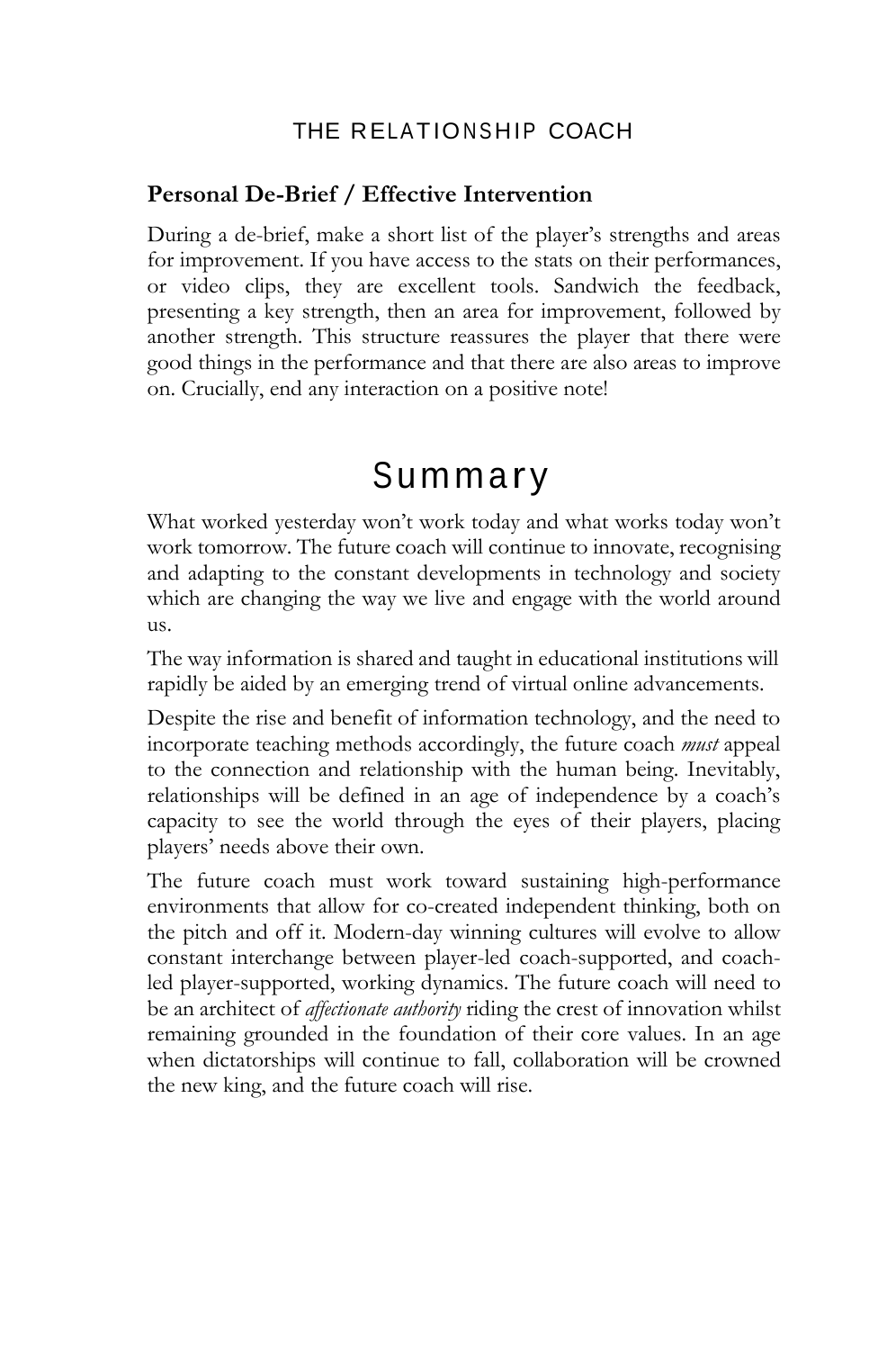### **Personal De-Brief / Effective Intervention**

During a de-brief, make a short list of the player's strengths and areas for improvement. If you have access to the stats on their performances, or video clips, they are excellent tools. Sandwich the feedback, presenting a key strength, then an area for improvement, followed by another strength. This structure reassures the player that there were good things in the performance and that there are also areas to improve on. Crucially, end any interaction on a positive note!

# Summary

What worked yesterday won't work today and what works today won't work tomorrow. The future coach will continue to innovate, recognising and adapting to the constant developments in technology and society which are changing the way we live and engage with the world around us.

The way information is shared and taught in educational institutions will rapidly be aided by an emerging trend of virtual online advancements.

Despite the rise and benefit of information technology, and the need to incorporate teaching methods accordingly, the future coach *must* appeal to the connection and relationship with the human being. Inevitably, relationships will be defined in an age of independence by a coach's capacity to see the world through the eyes of their players, placing players' needs above their own.

The future coach must work toward sustaining high-performance environments that allow for co-created independent thinking, both on the pitch and off it. Modern-day winning cultures will evolve to allow constant interchange between player-led coach-supported, and coach-led player-supported, working dynamics. The future coach will need to be an architect of *affectionate authority* riding the crest of innovation whilst remaining grounded in the foundation of their core values. In an age when dictatorships will continue to fall, collaboration will be crowned the new king, and the future coach will rise.